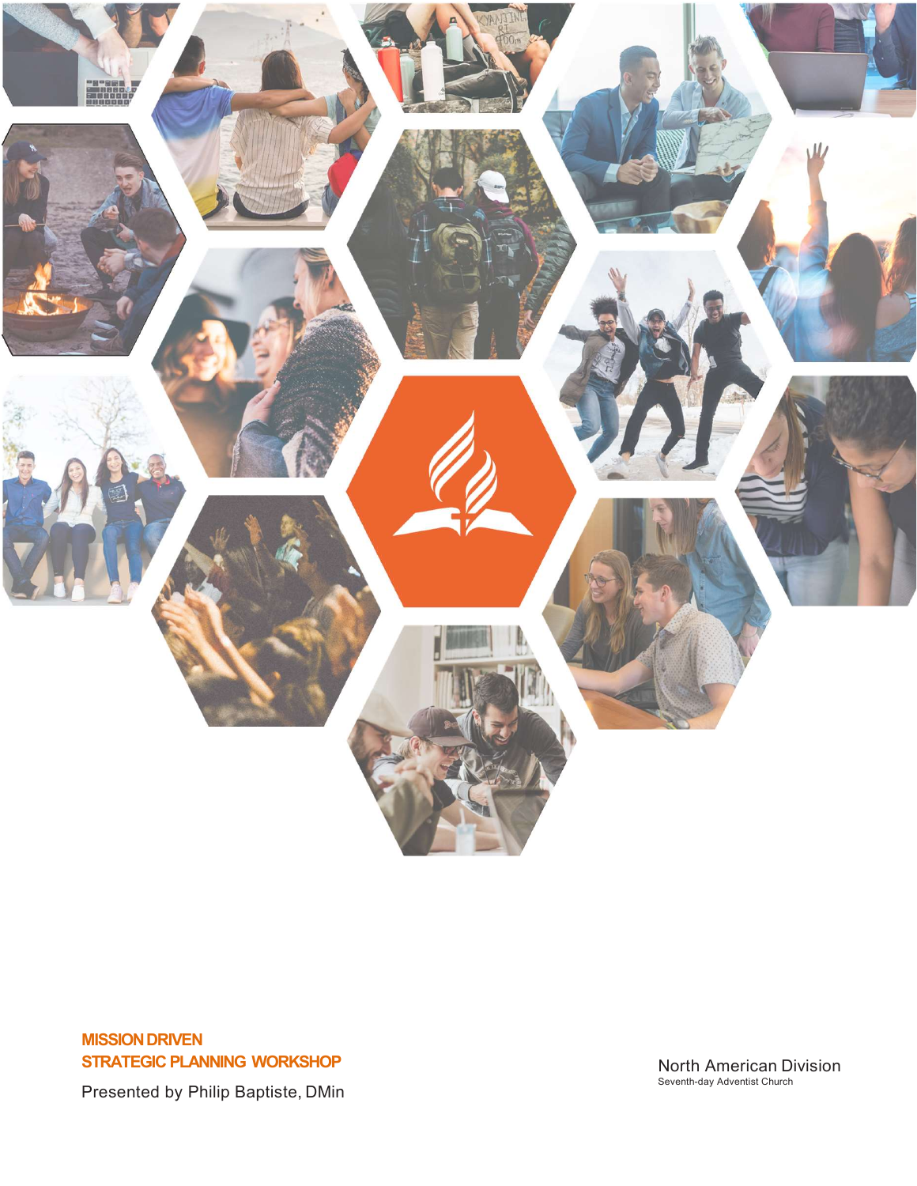# MISSION DRIVEN
# STRATEGIC PLANNING WORKSHOP

Presented by Philip Baptiste, DMin

North American Division
Seventh-day Adventist Church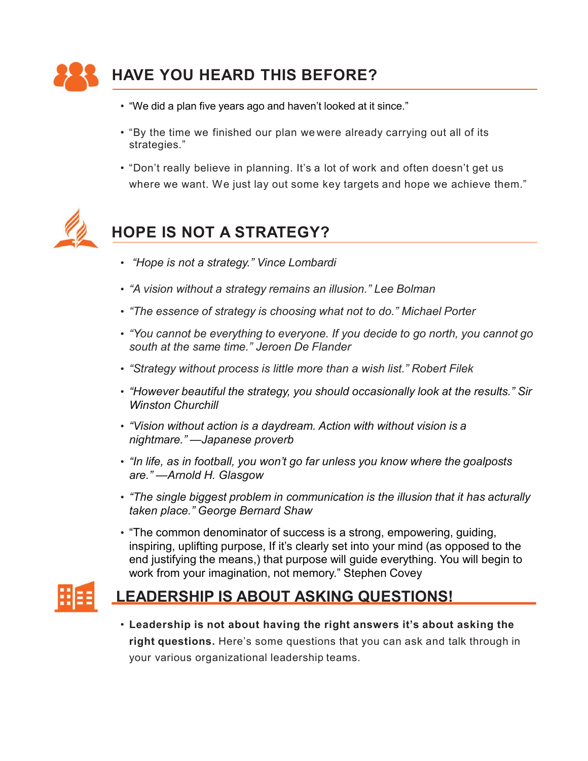## HAVE YOU HEARD THIS BEFORE?

- "We did a plan five years ago and haven't looked at it since."
- "By the time we finished our plan we were already carrying out all of its strategies."
- "Don't really believe in planning. It's a lot of work and often doesn't get us where we want. We just lay out some key targets and hope we achieve them."

## HOPE IS NOT A STRATEGY?

- *"Hope is not a strategy." Vince Lombardi*
- *"A vision without a strategy remains an illusion." Lee Bolman*
- *"The essence of strategy is choosing what not to do." Michael Porter*
- *"You cannot be everything to everyone. If you decide to go north, you cannot go south at the same time." Jeroen De Flander*
- *"Strategy without process is little more than a wish list." Robert Filek*
- *"However beautiful the strategy, you should occasionally look at the results." Sir Winston Churchill*
- *"Vision without action is a daydream. Action with without vision is a nightmare." —Japanese proverb*
- *"In life, as in football, you won't go far unless you know where the goalposts are." —Arnold H. Glasgow*
- *"The single biggest problem in communication is the illusion that it has acturally taken place." George Bernard Shaw*
- "The common denominator of success is a strong, empowering, guiding, inspiring, uplifting purpose, If it's clearly set into your mind (as opposed to the end justifying the means,) that purpose will guide everything. You will begin to work from your imagination, not memory." Stephen Covey

## LEADERSHIP IS ABOUT ASKING QUESTIONS!

- **Leadership is not about having the right answers it's about asking the right questions.** Here's some questions that you can ask and talk through in your various organizational leadership teams.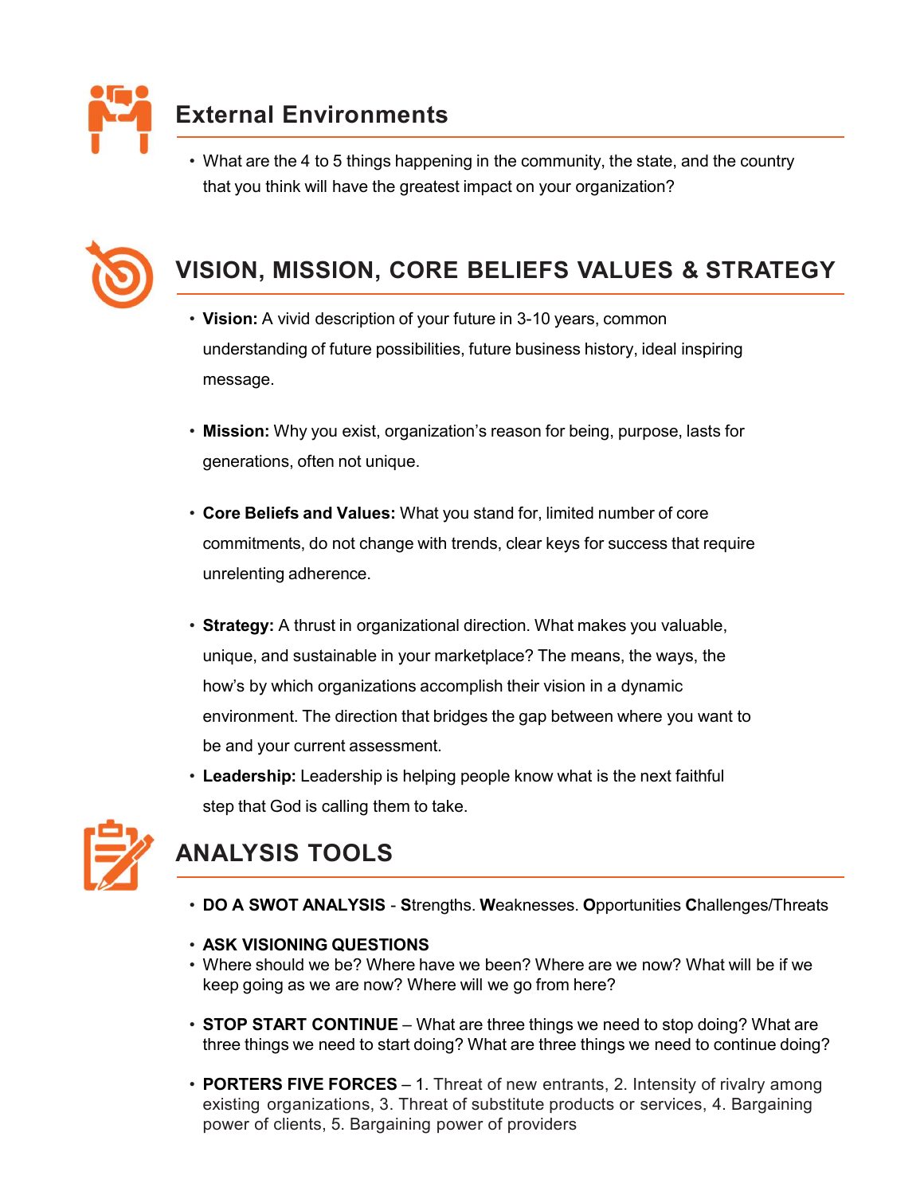## External Environments

- What are the 4 to 5 things happening in the community, the state, and the country that you think will have the greatest impact on your organization?

## VISION, MISSION, CORE BELIEFS VALUES & STRATEGY

- **Vision:** A vivid description of your future in 3-10 years, common understanding of future possibilities, future business history, ideal inspiring message.

- **Mission:** Why you exist, organization's reason for being, purpose, lasts for generations, often not unique.

- **Core Beliefs and Values:** What you stand for, limited number of core commitments, do not change with trends, clear keys for success that require unrelenting adherence.

- **Strategy:** A thrust in organizational direction. What makes you valuable, unique, and sustainable in your marketplace? The means, the ways, the how's by which organizations accomplish their vision in a dynamic environment. The direction that bridges the gap between where you want to be and your current assessment.
- **Leadership:** Leadership is helping people know what is the next faithful step that God is calling them to take.

## ANALYSIS TOOLS

- **DO A SWOT ANALYSIS** - **S**trengths. **W**eaknesses. **O**pportunities **C**hallenges/Threats

- **ASK VISIONING QUESTIONS**
- Where should we be? Where have we been? Where are we now? What will be if we keep going as we are now? Where will we go from here?

- **STOP START CONTINUE** – What are three things we need to stop doing? What are three things we need to start doing? What are three things we need to continue doing?

- **PORTERS FIVE FORCES** – 1. Threat of new entrants, 2. Intensity of rivalry among existing organizations, 3. Threat of substitute products or services, 4. Bargaining power of clients, 5. Bargaining power of providers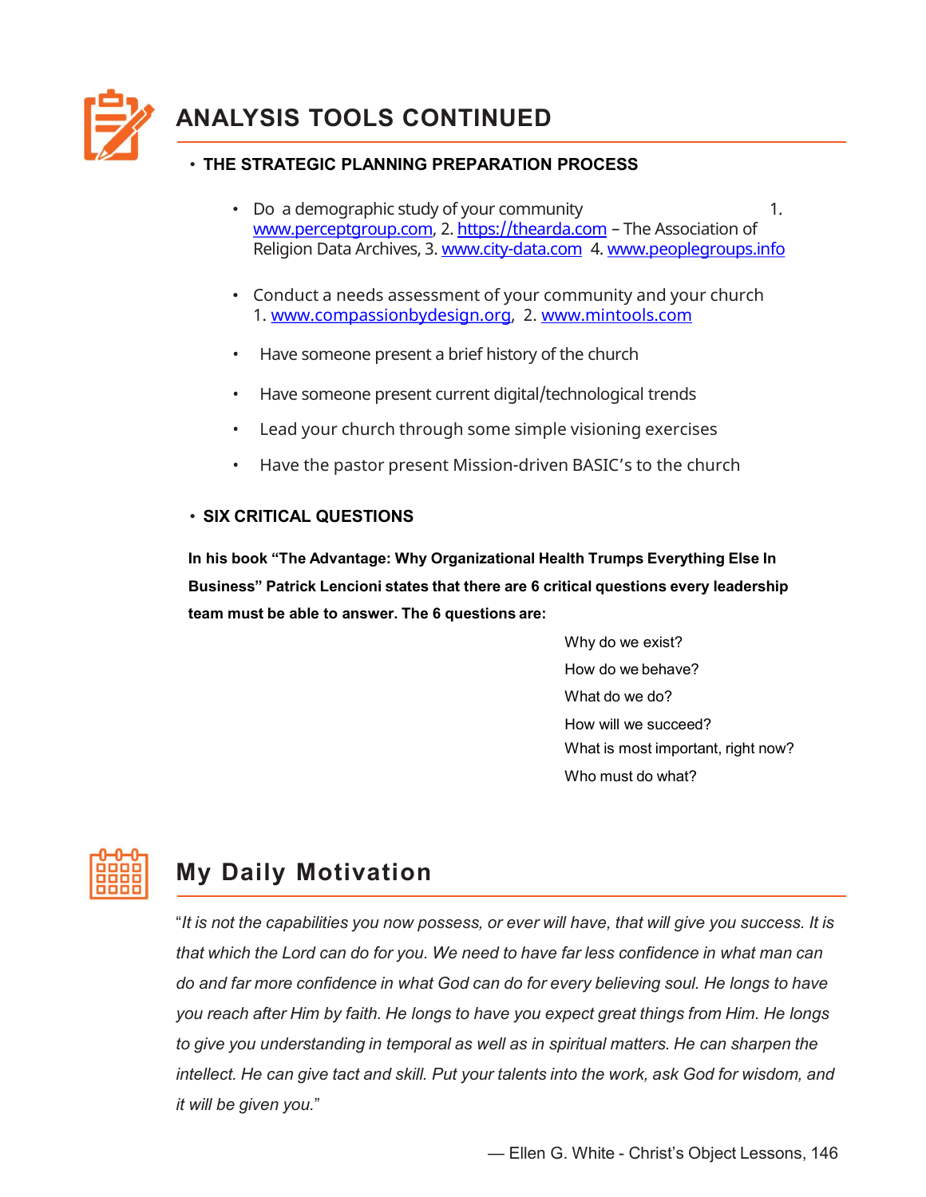## ANALYSIS TOOLS CONTINUED

- **THE STRATEGIC PLANNING PREPARATION PROCESS**

  - Do a demographic study of your community 1. www.perceptgroup.com, 2. https://thearda.com – The Association of Religion Data Archives, 3. www.city-data.com 4. www.peoplegroups.info
  - Conduct a needs assessment of your community and your church 1. www.compassionbydesign.org, 2. www.mintools.com
  - Have someone present a brief history of the church
  - Have someone present current digital/technological trends
  - Lead your church through some simple visioning exercises
  - Have the pastor present Mission-driven BASIC's to the church

- **SIX CRITICAL QUESTIONS**

**In his book "The Advantage: Why Organizational Health Trumps Everything Else In Business" Patrick Lencioni states that there are 6 critical questions every leadership team must be able to answer. The 6 questions are:**

Why do we exist?
How do we behave?
What do we do?
How will we succeed?
What is most important, right now?
Who must do what?

## My Daily Motivation

"*It is not the capabilities you now possess, or ever will have, that will give you success. It is that which the Lord can do for you. We need to have far less confidence in what man can do and far more confidence in what God can do for every believing soul. He longs to have you reach after Him by faith. He longs to have you expect great things from Him. He longs to give you understanding in temporal as well as in spiritual matters. He can sharpen the intellect. He can give tact and skill. Put your talents into the work, ask God for wisdom, and it will be given you.*"

— Ellen G. White - Christ's Object Lessons, 146